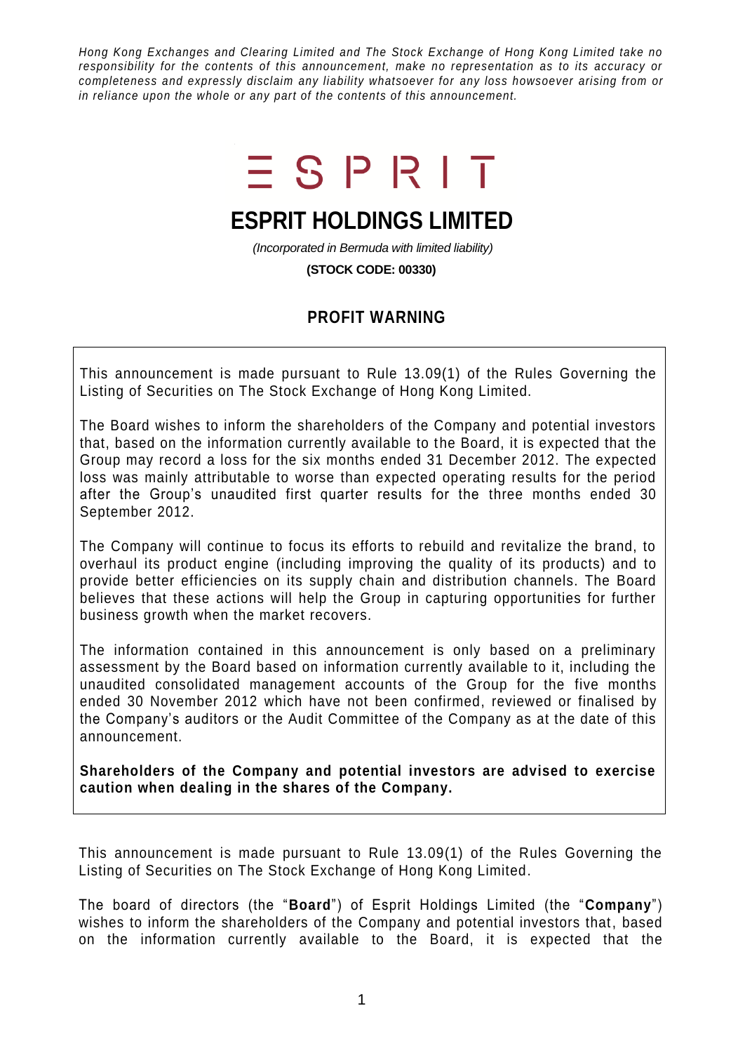*Hong Kong Exchanges and Clearing Limited and The Stock Exchange of Hong Kong Limited take no responsibility for the contents of this announcement, make no representation as to its accuracy or completeness and expressly disclaim any liability whatsoever for any loss howsoever arising from or in reliance upon the whole or any part of the contents of this announcement.*

ESPRIT

# ESPRIT HOLDINGS LIMITED

*(Incorporated in Bermuda with limited liability)*

**(STOCK CODE: 00330)**

## PROFIT WARNING

This announcement is made pursuant to Rule 13.09(1) of the Rules Governing the Listing of Securities on The Stock Exchange of Hong Kong Limited.

The Board wishes to inform the shareholders of the Company and potential investors that, based on the information currently available to the Board, it is expected that the Group may record a loss for the six months ended 31 December 2012. The expected loss was mainly attributable to worse than expected operating results for the period after the Group's unaudited first quarter results for the three months ended 30 September 2012.

The Company will continue to focus its efforts to rebuild and revitalize the brand, to overhaul its product engine (including improving the quality of its products) and to provide better efficiencies on its supply chain and distribution channels. The Board believes that these actions will help the Group in capturing opportunities for further business growth when the market recovers.

The information contained in this announcement is only based on a preliminary assessment by the Board based on information currently available to it, including the unaudited consolidated management accounts of the Group for the five months ended 30 November 2012 which have not been confirmed, reviewed or finalised by the Company's auditors or the Audit Committee of the Company as at the date of this announcement.

**Shareholders of the Company and potential investors are advised to exercise caution when dealing in the shares of the Company.**

This announcement is made pursuant to Rule 13.09(1) of the Rules Governing the Listing of Securities on The Stock Exchange of Hong Kong Limited.

The board of directors (the "**Board**") of Esprit Holdings Limited (the "**Company**") wishes to inform the shareholders of the Company and potential investors that, based on the information currently available to the Board, it is expected that the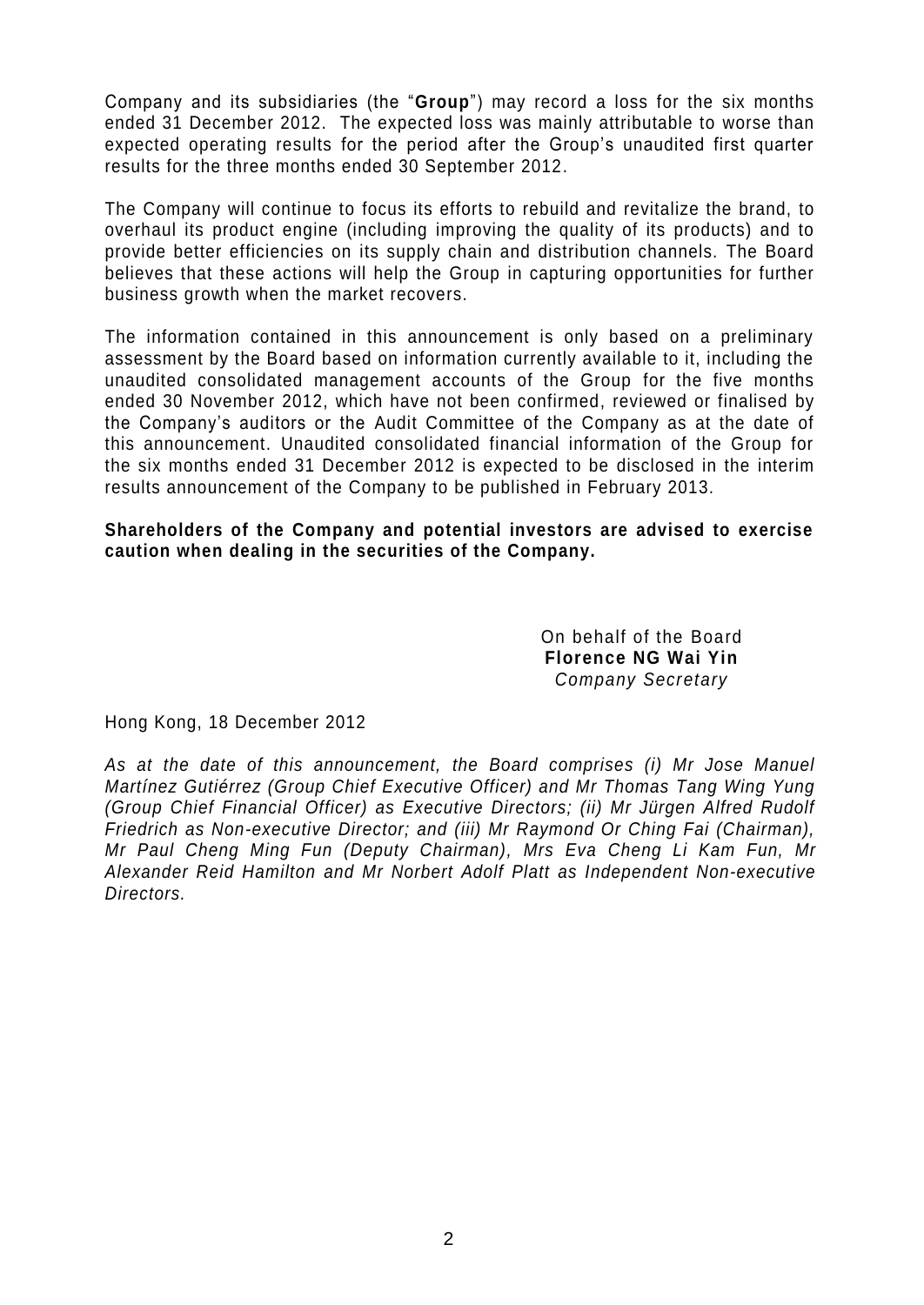Company and its subsidiaries (the "**Group**") may record a loss for the six months ended 31 December 2012. The expected loss was mainly attributable to worse than expected operating results for the period after the Group's unaudited first quarter results for the three months ended 30 September 2012.

The Company will continue to focus its efforts to rebuild and revitalize the brand, to overhaul its product engine (including improving the quality of its products) and to provide better efficiencies on its supply chain and distribution channels. The Board believes that these actions will help the Group in capturing opportunities for further business growth when the market recovers.

The information contained in this announcement is only based on a preliminary assessment by the Board based on information currently available to it, including the unaudited consolidated management accounts of the Group for the five months ended 30 November 2012, which have not been confirmed, reviewed or finalised by the Company's auditors or the Audit Committee of the Company as at the date of this announcement. Unaudited consolidated financial information of the Group for the six months ended 31 December 2012 is expected to be disclosed in the interim results announcement of the Company to be published in February 2013.

**Shareholders of the Company and potential investors are advised to exercise caution when dealing in the securities of the Company.**

On behalf of the Board
**Florence NG Wai Yin**
*Company Secretary*

Hong Kong, 18 December 2012

*As at the date of this announcement, the Board comprises (i) Mr Jose Manuel Martínez Gutiérrez (Group Chief Executive Officer) and Mr Thomas Tang Wing Yung (Group Chief Financial Officer) as Executive Directors; (ii) Mr Jürgen Alfred Rudolf Friedrich as Non-executive Director; and (iii) Mr Raymond Or Ching Fai (Chairman), Mr Paul Cheng Ming Fun (Deputy Chairman), Mrs Eva Cheng Li Kam Fun, Mr Alexander Reid Hamilton and Mr Norbert Adolf Platt as Independent Non-executive Directors.*